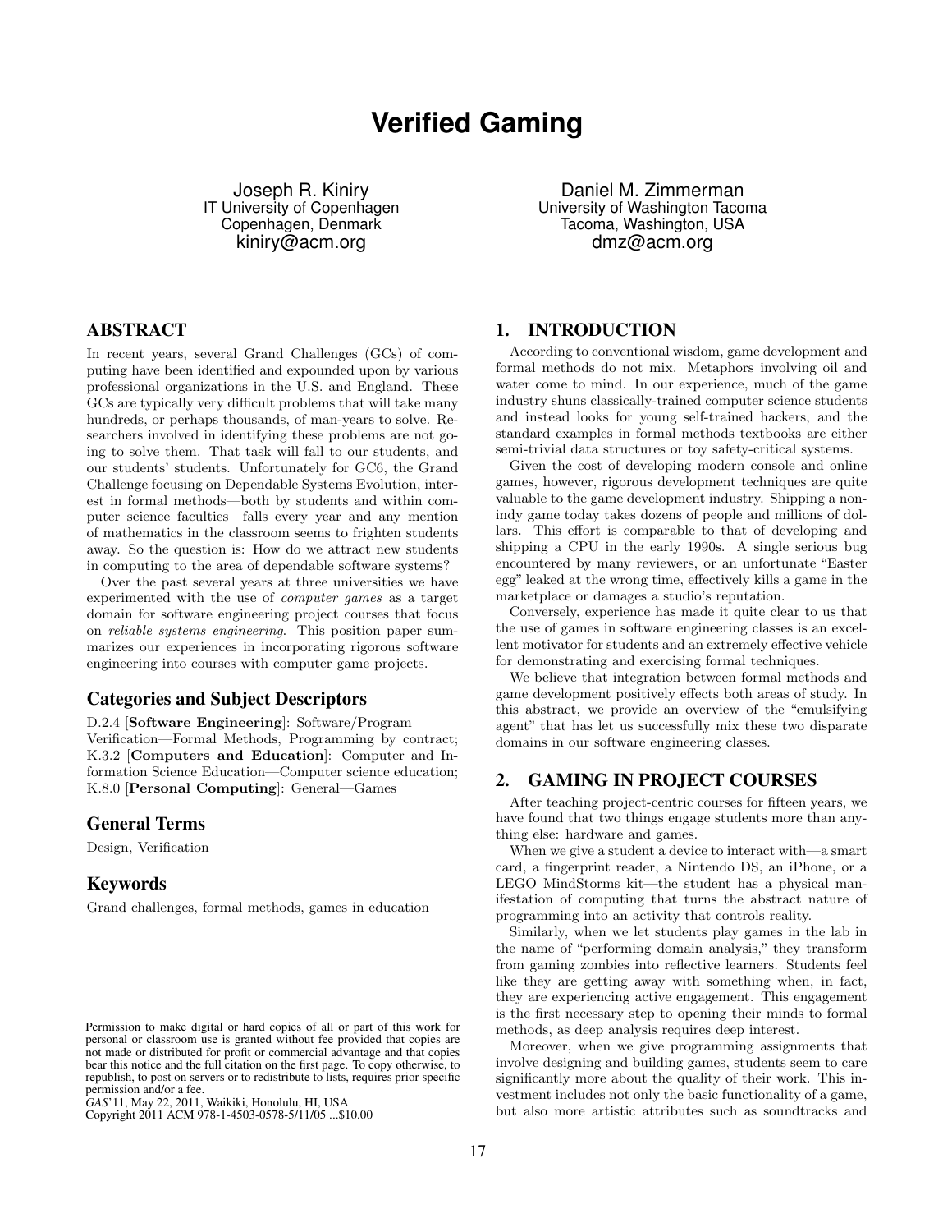# Verified Gaming

Joseph R. Kiniry
IT University of Copenhagen
Copenhagen, Denmark
kiniry@acm.org

Daniel M. Zimmerman
University of Washington Tacoma
Tacoma, Washington, USA
dmz@acm.org

## ABSTRACT

In recent years, several Grand Challenges (GCs) of computing have been identified and expounded upon by various professional organizations in the U.S. and England. These GCs are typically very difficult problems that will take many hundreds, or perhaps thousands, of man-years to solve. Researchers involved in identifying these problems are not going to solve them. That task will fall to our students, and our students' students. Unfortunately for GC6, the Grand Challenge focusing on Dependable Systems Evolution, interest in formal methods—both by students and within computer science faculties—falls every year and any mention of mathematics in the classroom seems to frighten students away. So the question is: How do we attract new students in computing to the area of dependable software systems?

Over the past several years at three universities we have experimented with the use of *computer games* as a target domain for software engineering project courses that focus on *reliable systems engineering*. This position paper summarizes our experiences in incorporating rigorous software engineering into courses with computer game projects.

### Categories and Subject Descriptors

D.2.4 [**Software Engineering**]: Software/Program Verification—Formal Methods, Programming by contract; K.3.2 [**Computers and Education**]: Computer and Information Science Education—Computer science education; K.8.0 [**Personal Computing**]: General—Games

### General Terms

Design, Verification

### Keywords

Grand challenges, formal methods, games in education

Permission to make digital or hard copies of all or part of this work for personal or classroom use is granted without fee provided that copies are not made or distributed for profit or commercial advantage and that copies bear this notice and the full citation on the first page. To copy otherwise, to republish, to post on servers or to redistribute to lists, requires prior specific permission and/or a fee.
*GAS*'11, May 22, 2011, Waikiki, Honolulu, HI, USA
Copyright 2011 ACM 978-1-4503-0578-5/11/05 ...$10.00

## 1. INTRODUCTION

According to conventional wisdom, game development and formal methods do not mix. Metaphors involving oil and water come to mind. In our experience, much of the game industry shuns classically-trained computer science students and instead looks for young self-trained hackers, and the standard examples in formal methods textbooks are either semi-trivial data structures or toy safety-critical systems.

Given the cost of developing modern console and online games, however, rigorous development techniques are quite valuable to the game development industry. Shipping a non-indy game today takes dozens of people and millions of dollars. This effort is comparable to that of developing and shipping a CPU in the early 1990s. A single serious bug encountered by many reviewers, or an unfortunate "Easter egg" leaked at the wrong time, effectively kills a game in the marketplace or damages a studio's reputation.

Conversely, experience has made it quite clear to us that the use of games in software engineering classes is an excellent motivator for students and an extremely effective vehicle for demonstrating and exercising formal techniques.

We believe that integration between formal methods and game development positively effects both areas of study. In this abstract, we provide an overview of the "emulsifying agent" that has let us successfully mix these two disparate domains in our software engineering classes.

## 2. GAMING IN PROJECT COURSES

After teaching project-centric courses for fifteen years, we have found that two things engage students more than anything else: hardware and games.

When we give a student a device to interact with—a smart card, a fingerprint reader, a Nintendo DS, an iPhone, or a LEGO MindStorms kit—the student has a physical manifestation of computing that turns the abstract nature of programming into an activity that controls reality.

Similarly, when we let students play games in the lab in the name of "performing domain analysis," they transform from gaming zombies into reflective learners. Students feel like they are getting away with something when, in fact, they are experiencing active engagement. This engagement is the first necessary step to opening their minds to formal methods, as deep analysis requires deep interest.

Moreover, when we give programming assignments that involve designing and building games, students seem to care significantly more about the quality of their work. This investment includes not only the basic functionality of a game, but also more artistic attributes such as soundtracks and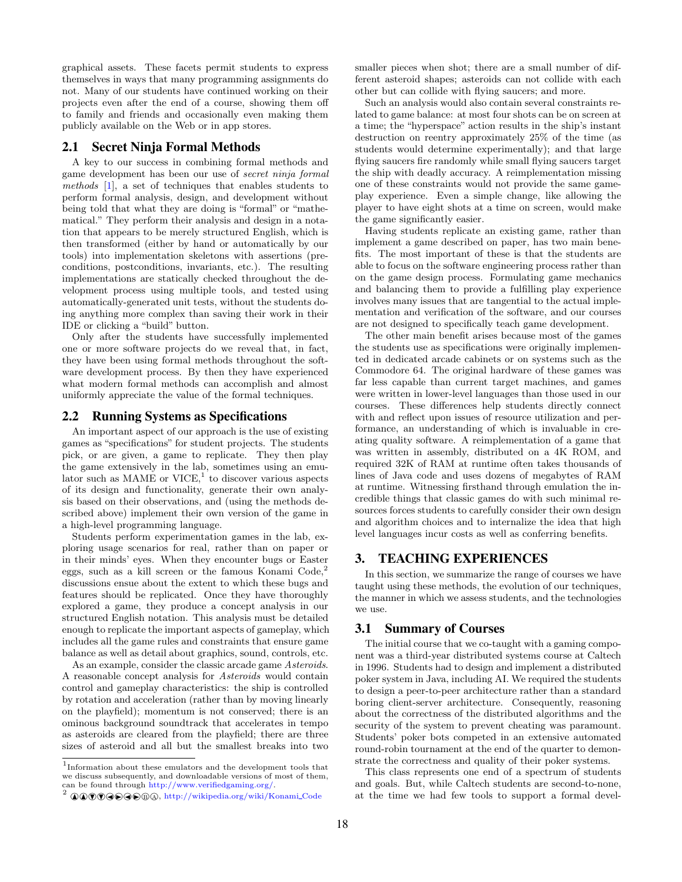graphical assets. These facets permit students to express themselves in ways that many programming assignments do not. Many of our students have continued working on their projects even after the end of a course, showing them off to family and friends and occasionally even making them publicly available on the Web or in app stores.

## 2.1 Secret Ninja Formal Methods

A key to our success in combining formal methods and game development has been our use of *secret ninja formal methods* [1], a set of techniques that enables students to perform formal analysis, design, and development without being told that what they are doing is "formal" or "mathematical." They perform their analysis and design in a notation that appears to be merely structured English, which is then transformed (either by hand or automatically by our tools) into implementation skeletons with assertions (preconditions, postconditions, invariants, etc.). The resulting implementations are statically checked throughout the development process using multiple tools, and tested using automatically-generated unit tests, without the students doing anything more complex than saving their work in their IDE or clicking a "build" button.

Only after the students have successfully implemented one or more software projects do we reveal that, in fact, they have been using formal methods throughout the software development process. By then they have experienced what modern formal methods can accomplish and almost uniformly appreciate the value of the formal techniques.

## 2.2 Running Systems as Specifications

An important aspect of our approach is the use of existing games as "specifications" for student projects. The students pick, or are given, a game to replicate. They then play the game extensively in the lab, sometimes using an emulator such as MAME or VICE,[1] to discover various aspects of its design and functionality, generate their own analysis based on their observations, and (using the methods described above) implement their own version of the game in a high-level programming language.

Students perform experimentation games in the lab, exploring usage scenarios for real, rather than on paper or in their minds' eyes. When they encounter bugs or Easter eggs, such as a kill screen or the famous Konami Code,[2] discussions ensue about the extent to which these bugs and features should be replicated. Once they have thoroughly explored a game, they produce a concept analysis in our structured English notation. This analysis must be detailed enough to replicate the important aspects of gameplay, which includes all the game rules and constraints that ensure game balance as well as detail about graphics, sound, controls, etc.

As an example, consider the classic arcade game *Asteroids*. A reasonable concept analysis for *Asteroids* would contain control and gameplay characteristics: the ship is controlled by rotation and acceleration (rather than by moving linearly on the playfield); momentum is not conserved; there is an ominous background soundtrack that accelerates in tempo as asteroids are cleared from the playfield; there are three sizes of asteroid and all but the smallest breaks into two smaller pieces when shot; there are a small number of different asteroid shapes; asteroids can not collide with each other but can collide with flying saucers; and more.

Such an analysis would also contain several constraints related to game balance: at most four shots can be on screen at a time; the "hyperspace" action results in the ship's instant destruction on reentry approximately 25% of the time (as students would determine experimentally); and that large flying saucers fire randomly while small flying saucers target the ship with deadly accuracy. A reimplementation missing one of these constraints would not provide the same gameplay experience. Even a simple change, like allowing the player to have eight shots at a time on screen, would make the game significantly easier.

Having students replicate an existing game, rather than implement a game described on paper, has two main benefits. The most important of these is that the students are able to focus on the software engineering process rather than on the game design process. Formulating game mechanics and balancing them to provide a fulfilling play experience involves many issues that are tangential to the actual implementation and verification of the software, and our courses are not designed to specifically teach game development.

The other main benefit arises because most of the games the students use as specifications were originally implemented in dedicated arcade cabinets or on systems such as the Commodore 64. The original hardware of these games was far less capable than current target machines, and games were written in lower-level languages than those used in our courses. These differences help students directly connect with and reflect upon issues of resource utilization and performance, an understanding of which is invaluable in creating quality software. A reimplementation of a game that was written in assembly, distributed on a 4K ROM, and required 32K of RAM at runtime often takes thousands of lines of Java code and uses dozens of megabytes of RAM at runtime. Witnessing firsthand through emulation the incredible things that classic games do with such minimal resources forces students to carefully consider their own design and algorithm choices and to internalize the idea that high level languages incur costs as well as conferring benefits.

# 3. TEACHING EXPERIENCES

In this section, we summarize the range of courses we have taught using these methods, the evolution of our techniques, the manner in which we assess students, and the technologies we use.

## 3.1 Summary of Courses

The initial course that we co-taught with a gaming component was a third-year distributed systems course at Caltech in 1996. Students had to design and implement a distributed poker system in Java, including AI. We required the students to design a peer-to-peer architecture rather than a standard boring client-server architecture. Consequently, reasoning about the correctness of the distributed algorithms and the security of the system to prevent cheating was paramount. Students' poker bots competed in an extensive automated round-robin tournament at the end of the quarter to demonstrate the correctness and quality of their poker systems.

This class represents one end of a spectrum of students and goals. But, while Caltech students are second-to-none, at the time we had few tools to support a formal devel-

---

[1] Information about these emulators and the development tools that we discuss subsequently, and downloadable versions of most of them, can be found through http://www.verifiedgaming.org/.

[2] ⒶⒶⓋⓋⓌⓅⓌⓅⒷⒶ, http://wikipedia.org/wiki/Konami_Code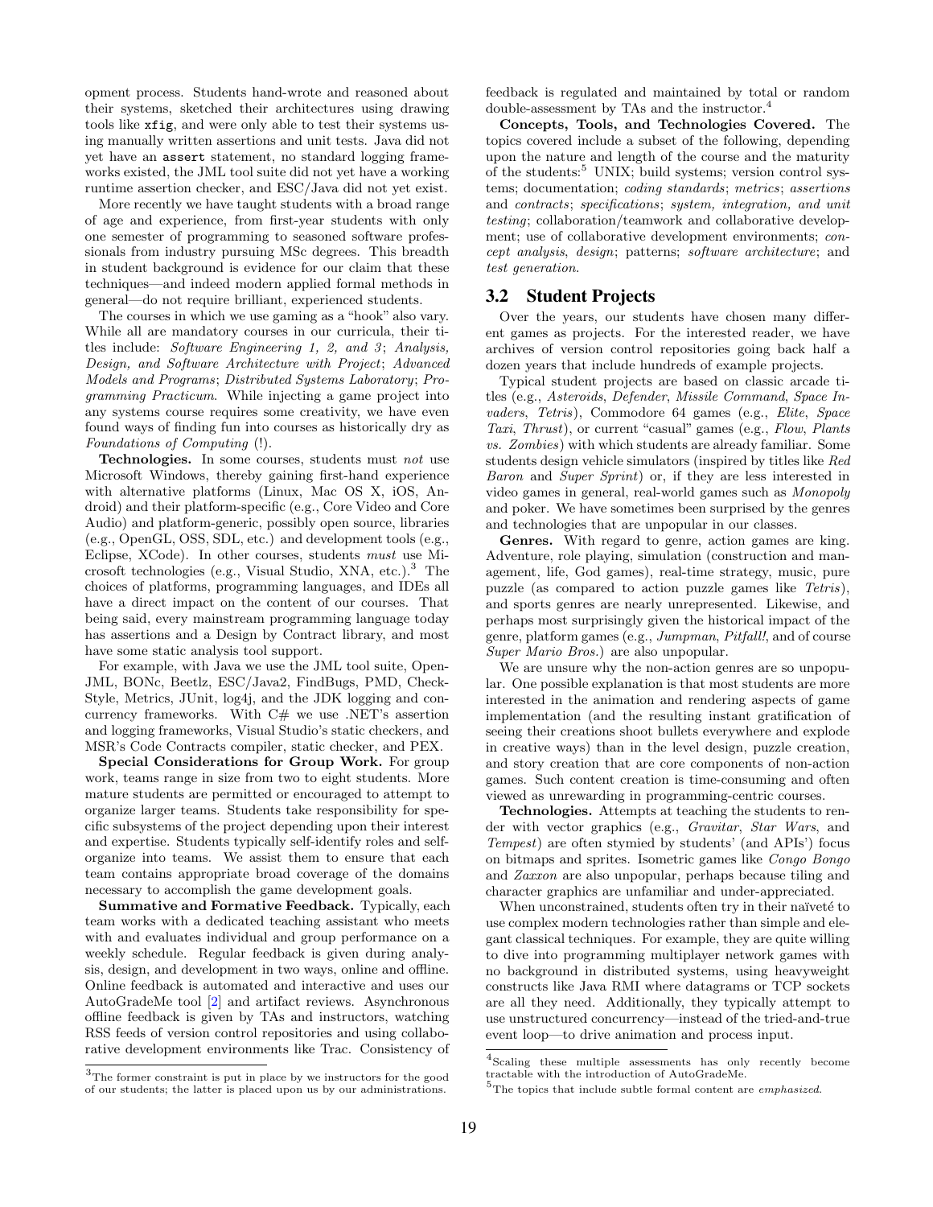opment process. Students hand-wrote and reasoned about their systems, sketched their architectures using drawing tools like `xfig`, and were only able to test their systems using manually written assertions and unit tests. Java did not yet have an `assert` statement, no standard logging frameworks existed, the JML tool suite did not yet have a working runtime assertion checker, and ESC/Java did not yet exist.

More recently we have taught students with a broad range of age and experience, from first-year students with only one semester of programming to seasoned software professionals from industry pursuing MSc degrees. This breadth in student background is evidence for our claim that these techniques—and indeed modern applied formal methods in general—do not require brilliant, experienced students.

The courses in which we use gaming as a "hook" also vary. While all are mandatory courses in our curricula, their titles include: *Software Engineering 1, 2, and 3*; *Analysis, Design, and Software Architecture with Project*; *Advanced Models and Programs*; *Distributed Systems Laboratory*; *Programming Practicum*. While injecting a game project into any systems course requires some creativity, we have even found ways of finding fun into courses as historically dry as *Foundations of Computing* (!).

**Technologies.** In some courses, students must *not* use Microsoft Windows, thereby gaining first-hand experience with alternative platforms (Linux, Mac OS X, iOS, Android) and their platform-specific (e.g., Core Video and Core Audio) and platform-generic, possibly open source, libraries (e.g., OpenGL, OSS, SDL, etc.) and development tools (e.g., Eclipse, XCode). In other courses, students *must* use Microsoft technologies (e.g., Visual Studio, XNA, etc.).[3] The choices of platforms, programming languages, and IDEs all have a direct impact on the content of our courses. That being said, every mainstream programming language today has assertions and a Design by Contract library, and most have some static analysis tool support.

For example, with Java we use the JML tool suite, OpenJML, BONc, Beetlz, ESC/Java2, FindBugs, PMD, CheckStyle, Metrics, JUnit, log4j, and the JDK logging and concurrency frameworks. With C# we use .NET's assertion and logging frameworks, Visual Studio's static checkers, and MSR's Code Contracts compiler, static checker, and PEX.

**Special Considerations for Group Work.** For group work, teams range in size from two to eight students. More mature students are permitted or encouraged to attempt to organize larger teams. Students take responsibility for specific subsystems of the project depending upon their interest and expertise. Students typically self-identify roles and self-organize into teams. We assist them to ensure that each team contains appropriate broad coverage of the domains necessary to accomplish the game development goals.

**Summative and Formative Feedback.** Typically, each team works with a dedicated teaching assistant who meets with and evaluates individual and group performance on a weekly schedule. Regular feedback is given during analysis, design, and development in two ways, online and offline. Online feedback is automated and interactive and uses our AutoGradeMe tool [2] and artifact reviews. Asynchronous offline feedback is given by TAs and instructors, watching RSS feeds of version control repositories and using collaborative development environments like Trac. Consistency of feedback is regulated and maintained by total or random double-assessment by TAs and the instructor.[4]

**Concepts, Tools, and Technologies Covered.** The topics covered include a subset of the following, depending upon the nature and length of the course and the maturity of the students:[5] UNIX; build systems; version control systems; documentation; *coding standards*; *metrics*; *assertions* and *contracts*; *specifications*; *system, integration, and unit testing*; collaboration/teamwork and collaborative development; use of collaborative development environments; *concept analysis*, *design*; patterns; *software architecture*; and *test generation*.

## 3.2 Student Projects

Over the years, our students have chosen many different games as projects. For the interested reader, we have archives of version control repositories going back half a dozen years that include hundreds of example projects.

Typical student projects are based on classic arcade titles (e.g., *Asteroids*, *Defender*, *Missile Command*, *Space Invaders*, *Tetris*), Commodore 64 games (e.g., *Elite*, *Space Taxi*, *Thrust*), or current "casual" games (e.g., *Flow*, *Plants vs. Zombies*) with which students are already familiar. Some students design vehicle simulators (inspired by titles like *Red Baron* and *Super Sprint*) or, if they are less interested in video games in general, real-world games such as *Monopoly* and poker. We have sometimes been surprised by the genres and technologies that are unpopular in our classes.

**Genres.** With regard to genre, action games are king. Adventure, role playing, simulation (construction and management, life, God games), real-time strategy, music, pure puzzle (as compared to action puzzle games like *Tetris*), and sports genres are nearly unrepresented. Likewise, and perhaps most surprisingly given the historical impact of the genre, platform games (e.g., *Jumpman*, *Pitfall!*, and of course *Super Mario Bros.*) are also unpopular.

We are unsure why the non-action genres are so unpopular. One possible explanation is that most students are more interested in the animation and rendering aspects of game implementation (and the resulting instant gratification of seeing their creations shoot bullets everywhere and explode in creative ways) than in the level design, puzzle creation, and story creation that are core components of non-action games. Such content creation is time-consuming and often viewed as unrewarding in programming-centric courses.

**Technologies.** Attempts at teaching the students to render with vector graphics (e.g., *Gravitar*, *Star Wars*, and *Tempest*) are often stymied by students' (and APIs') focus on bitmaps and sprites. Isometric games like *Congo Bongo* and *Zaxxon* are also unpopular, perhaps because tiling and character graphics are unfamiliar and under-appreciated.

When unconstrained, students often try in their naïveté to use complex modern technologies rather than simple and elegant classical techniques. For example, they are quite willing to dive into programming multiplayer network games with no background in distributed systems, using heavyweight constructs like Java RMI where datagrams or TCP sockets are all they need. Additionally, they typically attempt to use unstructured concurrency—instead of the tried-and-true event loop—to drive animation and process input.

---

[3] The former constraint is put in place by we instructors for the good of our students; the latter is placed upon us by our administrations.

[4] Scaling these multiple assessments has only recently become tractable with the introduction of AutoGradeMe.

[5] The topics that include subtle formal content are *emphasized*.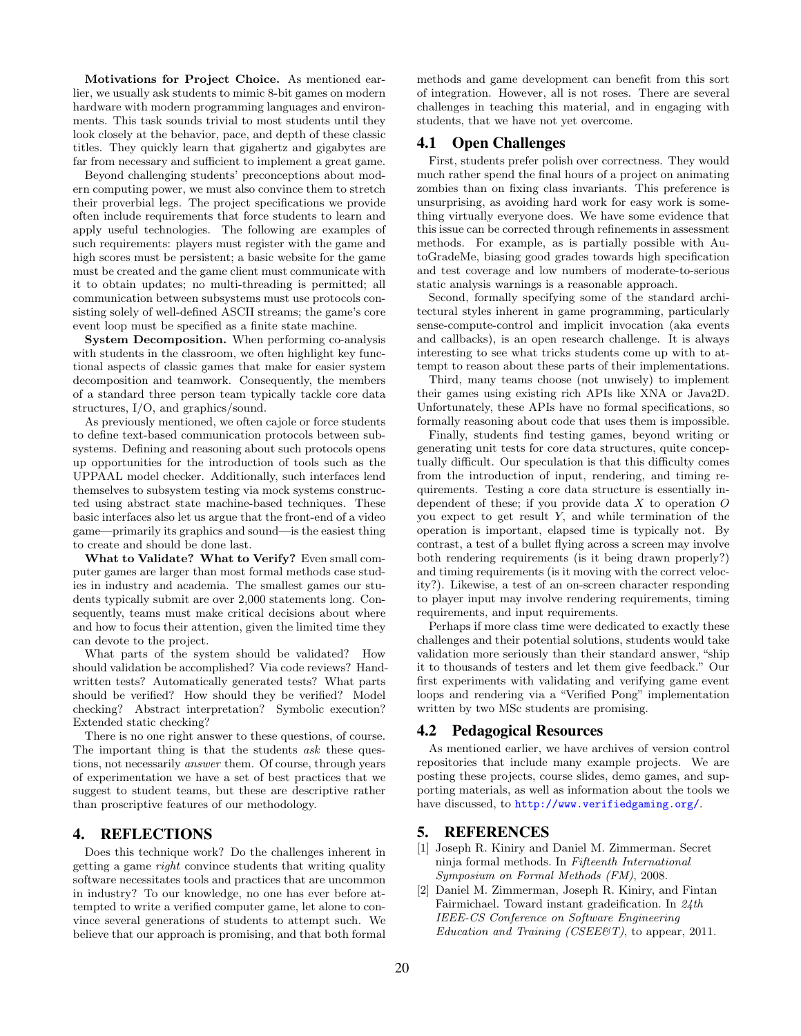**Motivations for Project Choice.** As mentioned earlier, we usually ask students to mimic 8-bit games on modern hardware with modern programming languages and environments. This task sounds trivial to most students until they look closely at the behavior, pace, and depth of these classic titles. They quickly learn that gigahertz and gigabytes are far from necessary and sufficient to implement a great game.

Beyond challenging students' preconceptions about modern computing power, we must also convince them to stretch their proverbial legs. The project specifications we provide often include requirements that force students to learn and apply useful technologies. The following are examples of such requirements: players must register with the game and high scores must be persistent; a basic website for the game must be created and the game client must communicate with it to obtain updates; no multi-threading is permitted; all communication between subsystems must use protocols consisting solely of well-defined ASCII streams; the game's core event loop must be specified as a finite state machine.

**System Decomposition.** When performing co-analysis with students in the classroom, we often highlight key functional aspects of classic games that make for easier system decomposition and teamwork. Consequently, the members of a standard three person team typically tackle core data structures, I/O, and graphics/sound.

As previously mentioned, we often cajole or force students to define text-based communication protocols between subsystems. Defining and reasoning about such protocols opens up opportunities for the introduction of tools such as the UPPAAL model checker. Additionally, such interfaces lend themselves to subsystem testing via mock systems constructed using abstract state machine-based techniques. These basic interfaces also let us argue that the front-end of a video game—primarily its graphics and sound—is the easiest thing to create and should be done last.

**What to Validate? What to Verify?** Even small computer games are larger than most formal methods case studies in industry and academia. The smallest games our students typically submit are over 2,000 statements long. Consequently, teams must make critical decisions about where and how to focus their attention, given the limited time they can devote to the project.

What parts of the system should be validated? How should validation be accomplished? Via code reviews? Handwritten tests? Automatically generated tests? What parts should be verified? How should they be verified? Model checking? Abstract interpretation? Symbolic execution? Extended static checking?

There is no one right answer to these questions, of course. The important thing is that the students *ask* these questions, not necessarily *answer* them. Of course, through years of experimentation we have a set of best practices that we suggest to student teams, but these are descriptive rather than proscriptive features of our methodology.

## 4. REFLECTIONS

Does this technique work? Do the challenges inherent in getting a game *right* convince students that writing quality software necessitates tools and practices that are uncommon in industry? To our knowledge, no one has ever before attempted to write a verified computer game, let alone to convince several generations of students to attempt such. We believe that our approach is promising, and that both formal methods and game development can benefit from this sort of integration. However, all is not roses. There are several challenges in teaching this material, and in engaging with students, that we have not yet overcome.

### 4.1 Open Challenges

First, students prefer polish over correctness. They would much rather spend the final hours of a project on animating zombies than on fixing class invariants. This preference is unsurprising, as avoiding hard work for easy work is something virtually everyone does. We have some evidence that this issue can be corrected through refinements in assessment methods. For example, as is partially possible with AutoGradeMe, biasing good grades towards high specification and test coverage and low numbers of moderate-to-serious static analysis warnings is a reasonable approach.

Second, formally specifying some of the standard architectural styles inherent in game programming, particularly sense-compute-control and implicit invocation (aka events and callbacks), is an open research challenge. It is always interesting to see what tricks students come up with to attempt to reason about these parts of their implementations.

Third, many teams choose (not unwisely) to implement their games using existing rich APIs like XNA or Java2D. Unfortunately, these APIs have no formal specifications, so formally reasoning about code that uses them is impossible.

Finally, students find testing games, beyond writing or generating unit tests for core data structures, quite conceptually difficult. Our speculation is that this difficulty comes from the introduction of input, rendering, and timing requirements. Testing a core data structure is essentially independent of these; if you provide data $X$ to operation $O$ you expect to get result $Y$, and while termination of the operation is important, elapsed time is typically not. By contrast, a test of a bullet flying across a screen may involve both rendering requirements (is it being drawn properly?) and timing requirements (is it moving with the correct velocity?). Likewise, a test of an on-screen character responding to player input may involve rendering requirements, timing requirements, and input requirements.

Perhaps if more class time were dedicated to exactly these challenges and their potential solutions, students would take validation more seriously than their standard answer, "ship it to thousands of testers and let them give feedback." Our first experiments with validating and verifying game event loops and rendering via a "Verified Pong" implementation written by two MSc students are promising.

### 4.2 Pedagogical Resources

As mentioned earlier, we have archives of version control repositories that include many example projects. We are posting these projects, course slides, demo games, and supporting materials, as well as information about the tools we have discussed, to http://www.verifiedgaming.org/.

## 5. REFERENCES

[1] Joseph R. Kiniry and Daniel M. Zimmerman. Secret ninja formal methods. In *Fifteenth International Symposium on Formal Methods (FM)*, 2008.

[2] Daniel M. Zimmerman, Joseph R. Kiniry, and Fintan Fairmichael. Toward instant gradeification. In *24th IEEE-CS Conference on Software Engineering Education and Training (CSEE&T)*, to appear, 2011.